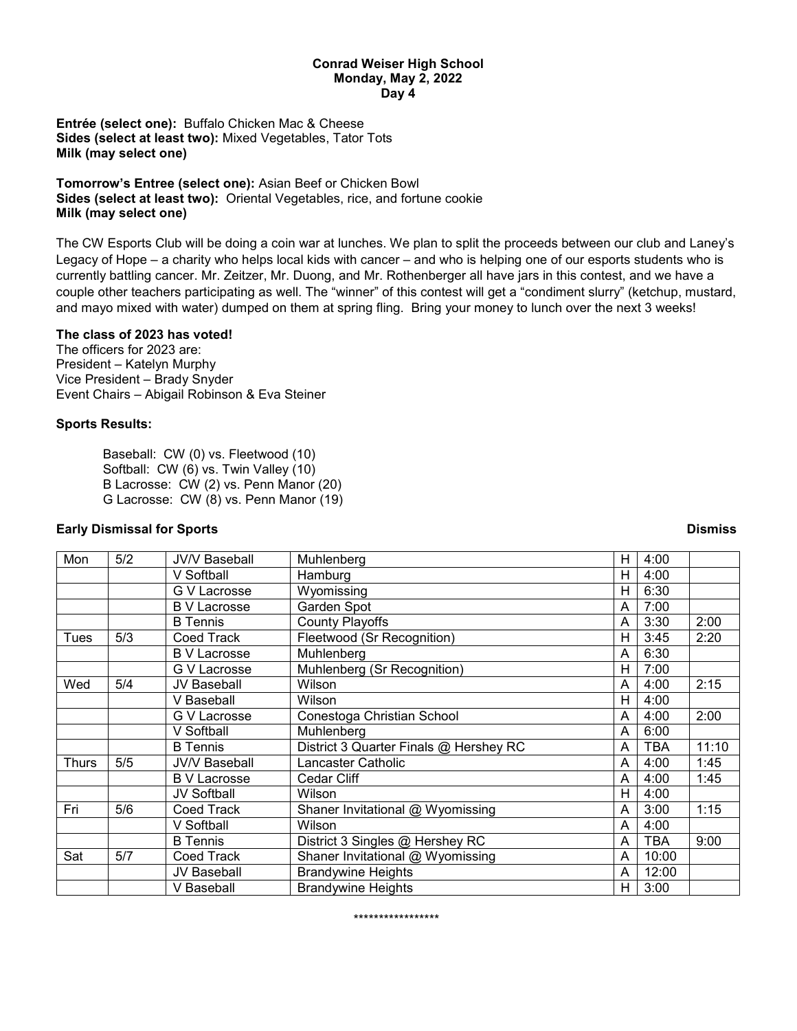**Conrad Weiser High School**
**Monday, May 2, 2022**
**Day 4**

**Entrée (select one):** Buffalo Chicken Mac & Cheese
**Sides (select at least two):** Mixed Vegetables, Tator Tots
**Milk (may select one)**

**Tomorrow's Entree (select one):** Asian Beef or Chicken Bowl
**Sides (select at least two):** Oriental Vegetables, rice, and fortune cookie
**Milk (may select one)**

The CW Esports Club will be doing a coin war at lunches. We plan to split the proceeds between our club and Laney's Legacy of Hope – a charity who helps local kids with cancer – and who is helping one of our esports students who is currently battling cancer. Mr. Zeitzer, Mr. Duong, and Mr. Rothenberger all have jars in this contest, and we have a couple other teachers participating as well. The "winner" of this contest will get a "condiment slurry" (ketchup, mustard, and mayo mixed with water) dumped on them at spring fling. Bring your money to lunch over the next 3 weeks!

**The class of 2023 has voted!**
The officers for 2023 are:
President – Katelyn Murphy
Vice President – Brady Snyder
Event Chairs – Abigail Robinson & Eva Steiner

**Sports Results:**

Baseball: CW (0) vs. Fleetwood (10)
Softball: CW (6) vs. Twin Valley (10)
B Lacrosse: CW (2) vs. Penn Manor (20)
G Lacrosse: CW (8) vs. Penn Manor (19)

**Early Dismissal for Sports**

| | | | | | | Dismiss |
|---|---|---|---|---|---|---|
| Mon | 5/2 | JV/V Baseball | Muhlenberg | H | 4:00 | |
| | | V Softball | Hamburg | H | 4:00 | |
| | | G V Lacrosse | Wyomissing | H | 6:30 | |
| | | B V Lacrosse | Garden Spot | A | 7:00 | |
| | | B Tennis | County Playoffs | A | 3:30 | 2:00 |
| Tues | 5/3 | Coed Track | Fleetwood (Sr Recognition) | H | 3:45 | 2:20 |
| | | B V Lacrosse | Muhlenberg | A | 6:30 | |
| | | G V Lacrosse | Muhlenberg (Sr Recognition) | H | 7:00 | |
| Wed | 5/4 | JV Baseball | Wilson | A | 4:00 | 2:15 |
| | | V Baseball | Wilson | H | 4:00 | |
| | | G V Lacrosse | Conestoga Christian School | A | 4:00 | 2:00 |
| | | V Softball | Muhlenberg | A | 6:00 | |
| | | B Tennis | District 3 Quarter Finals @ Hershey RC | A | TBA | 11:10 |
| Thurs | 5/5 | JV/V Baseball | Lancaster Catholic | A | 4:00 | 1:45 |
| | | B V Lacrosse | Cedar Cliff | A | 4:00 | 1:45 |
| | | JV Softball | Wilson | H | 4:00 | |
| Fri | 5/6 | Coed Track | Shaner Invitational @ Wyomissing | A | 3:00 | 1:15 |
| | | V Softball | Wilson | A | 4:00 | |
| | | B Tennis | District 3 Singles @ Hershey RC | A | TBA | 9:00 |
| Sat | 5/7 | Coed Track | Shaner Invitational @ Wyomissing | A | 10:00 | |
| | | JV Baseball | Brandywine Heights | A | 12:00 | |
| | | V Baseball | Brandywine Heights | H | 3:00 | |

*****************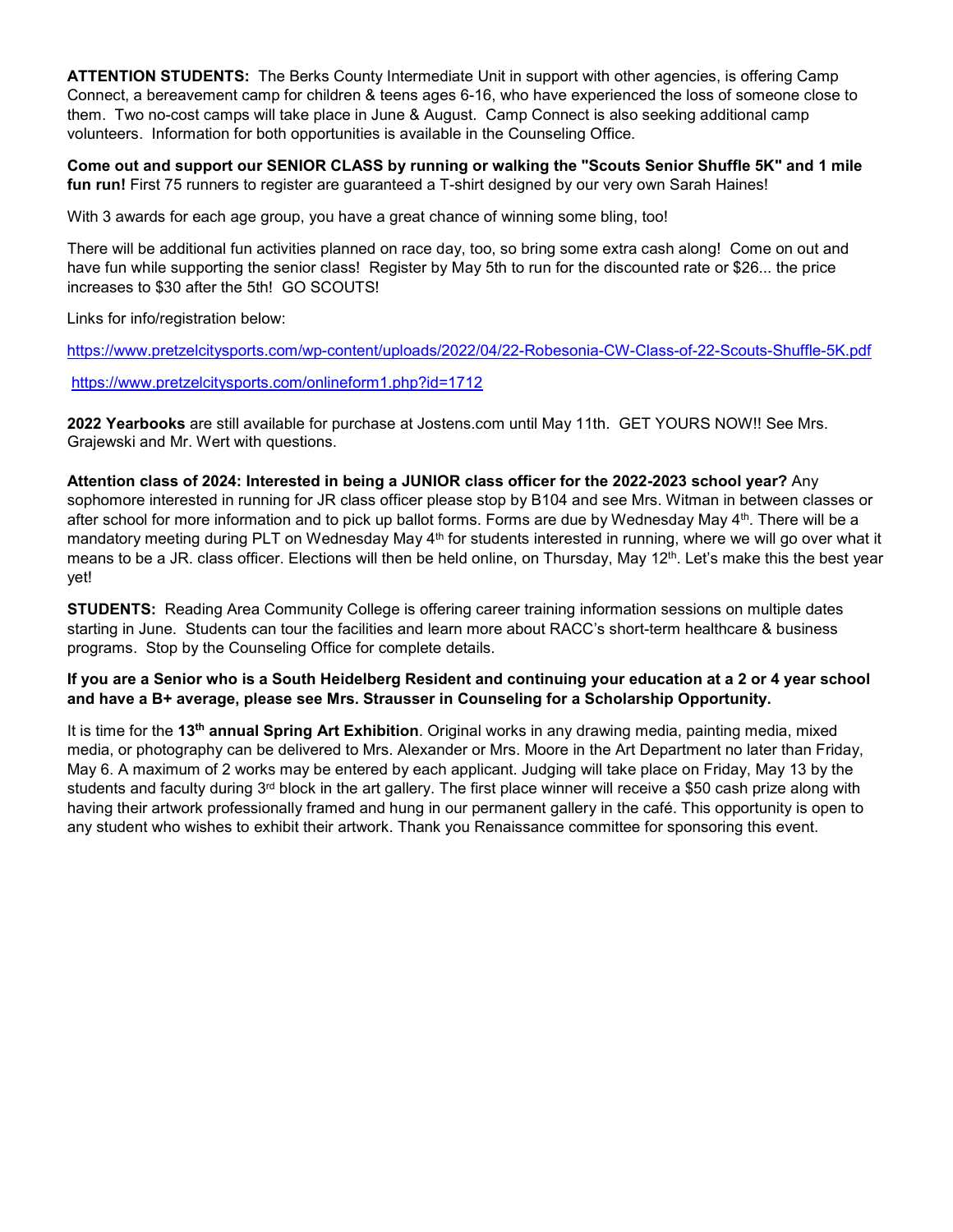**ATTENTION STUDENTS:** The Berks County Intermediate Unit in support with other agencies, is offering Camp Connect, a bereavement camp for children & teens ages 6-16, who have experienced the loss of someone close to them. Two no-cost camps will take place in June & August. Camp Connect is also seeking additional camp volunteers. Information for both opportunities is available in the Counseling Office.

**Come out and support our SENIOR CLASS by running or walking the "Scouts Senior Shuffle 5K" and 1 mile fun run!** First 75 runners to register are guaranteed a T-shirt designed by our very own Sarah Haines!

With 3 awards for each age group, you have a great chance of winning some bling, too!

There will be additional fun activities planned on race day, too, so bring some extra cash along! Come on out and have fun while supporting the senior class! Register by May 5th to run for the discounted rate or $26... the price increases to $30 after the 5th! GO SCOUTS!

Links for info/registration below:

https://www.pretzelcitysports.com/wp-content/uploads/2022/04/22-Robesonia-CW-Class-of-22-Scouts-Shuffle-5K.pdf

https://www.pretzelcitysports.com/onlineform1.php?id=1712

**2022 Yearbooks** are still available for purchase at Jostens.com until May 11th. GET YOURS NOW!! See Mrs. Grajewski and Mr. Wert with questions.

**Attention class of 2024: Interested in being a JUNIOR class officer for the 2022-2023 school year?** Any sophomore interested in running for JR class officer please stop by B104 and see Mrs. Witman in between classes or after school for more information and to pick up ballot forms. Forms are due by Wednesday May 4th. There will be a mandatory meeting during PLT on Wednesday May 4th for students interested in running, where we will go over what it means to be a JR. class officer. Elections will then be held online, on Thursday, May 12th. Let's make this the best year yet!

**STUDENTS:** Reading Area Community College is offering career training information sessions on multiple dates starting in June. Students can tour the facilities and learn more about RACC's short-term healthcare & business programs. Stop by the Counseling Office for complete details.

**If you are a Senior who is a South Heidelberg Resident and continuing your education at a 2 or 4 year school and have a B+ average, please see Mrs. Strausser in Counseling for a Scholarship Opportunity.**

It is time for the **13th annual Spring Art Exhibition**. Original works in any drawing media, painting media, mixed media, or photography can be delivered to Mrs. Alexander or Mrs. Moore in the Art Department no later than Friday, May 6. A maximum of 2 works may be entered by each applicant. Judging will take place on Friday, May 13 by the students and faculty during 3rd block in the art gallery. The first place winner will receive a $50 cash prize along with having their artwork professionally framed and hung in our permanent gallery in the café. This opportunity is open to any student who wishes to exhibit their artwork. Thank you Renaissance committee for sponsoring this event.